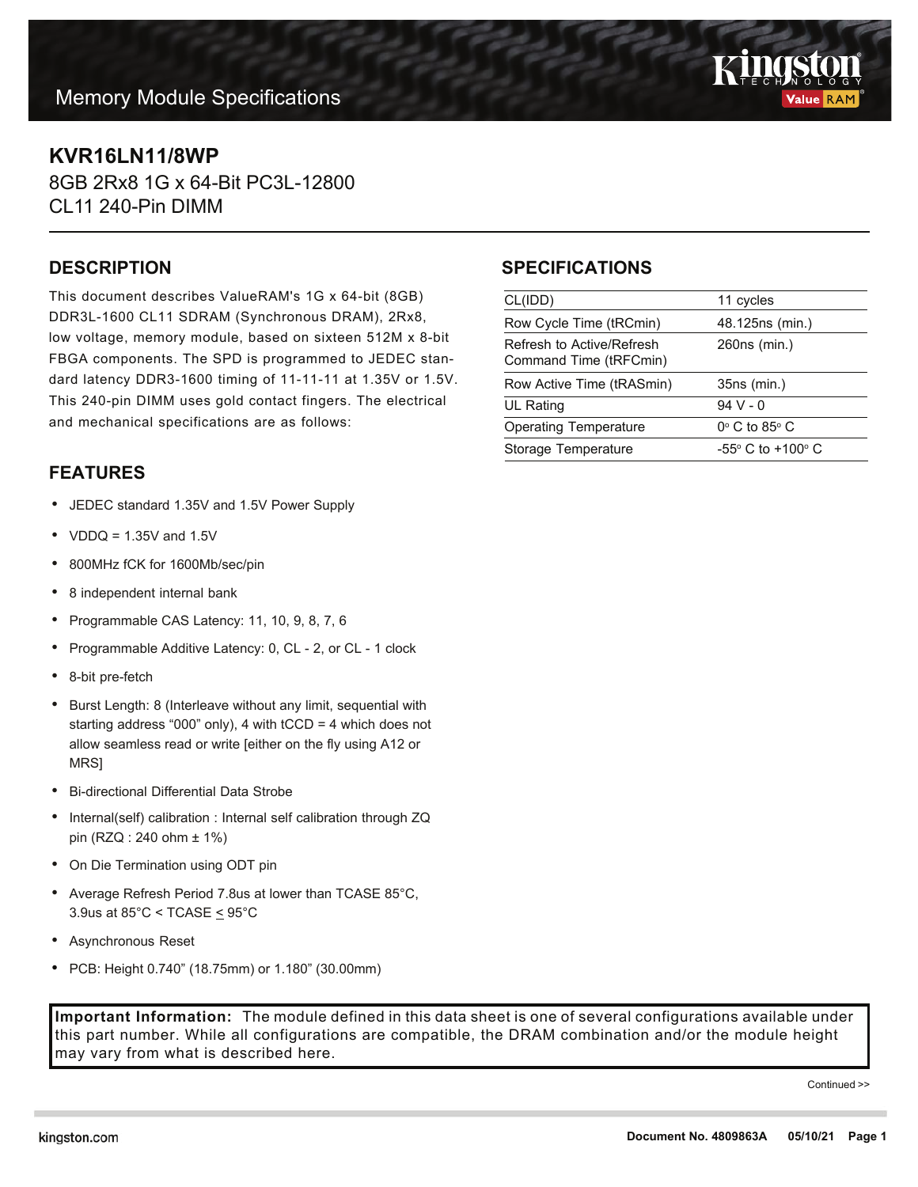Memory Module Specifications

# KVR16LN11/8WP

8GB 2Rx8 1G x 64-Bit PC3L-12800
CL11 240-Pin DIMM

## DESCRIPTION

This document describes ValueRAM's 1G x 64-bit (8GB) DDR3L-1600 CL11 SDRAM (Synchronous DRAM), 2Rx8, low voltage, memory module, based on sixteen 512M x 8-bit FBGA components. The SPD is programmed to JEDEC standard latency DDR3-1600 timing of 11-11-11 at 1.35V or 1.5V. This 240-pin DIMM uses gold contact fingers. The electrical and mechanical specifications are as follows:

## FEATURES

- JEDEC standard 1.35V and 1.5V Power Supply
- VDDQ = 1.35V and 1.5V
- 800MHz fCK for 1600Mb/sec/pin
- 8 independent internal bank
- Programmable CAS Latency: 11, 10, 9, 8, 7, 6
- Programmable Additive Latency: 0, CL - 2, or CL - 1 clock
- 8-bit pre-fetch
- Burst Length: 8 (Interleave without any limit, sequential with starting address “000” only), 4 with tCCD = 4 which does not allow seamless read or write [either on the fly using A12 or MRS]
- Bi-directional Differential Data Strobe
- Internal(self) calibration : Internal self calibration through ZQ pin (RZQ : 240 ohm ± 1%)
- On Die Termination using ODT pin
- Average Refresh Period 7.8us at lower than TCASE 85°C, 3.9us at 85°C < TCASE ≤ 95°C
- Asynchronous Reset
- PCB: Height 0.740” (18.75mm) or 1.180” (30.00mm)

## SPECIFICATIONS

| | |
|---|---|
| CL(IDD) | 11 cycles |
| Row Cycle Time (tRCmin) | 48.125ns (min.) |
| Refresh to Active/Refresh Command Time (tRFCmin) | 260ns (min.) |
| Row Active Time (tRASmin) | 35ns (min.) |
| UL Rating | 94 V - 0 |
| Operating Temperature | 0° C to 85° C |
| Storage Temperature | -55° C to +100° C |

**Important Information:** The module defined in this data sheet is one of several configurations available under this part number. While all configurations are compatible, the DRAM combination and/or the module height may vary from what is described here.

Continued >>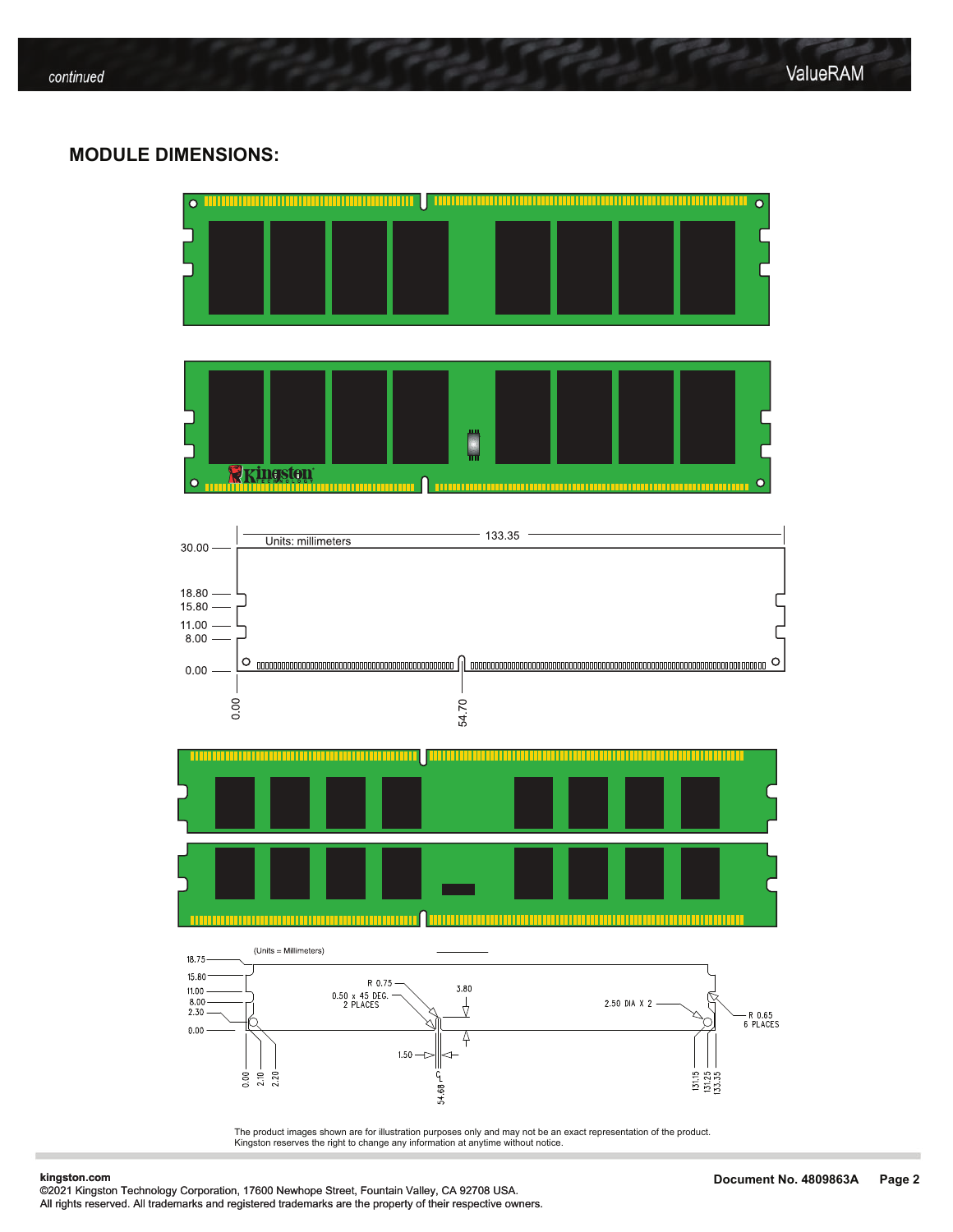## MODULE DIMENSIONS:

Units: millimeters

133.35

30.00

18.80

15.80

11.00

8.00

0.00

0.00

54.70

(Units = Millimeters)

18.75

15.80

11.00

8.00

2.30

0.00

R 0.75

0.50 x 45 DEG.
2 PLACES

3.80

2.50 DIA X 2

R 0.65
6 PLACES

1.50

0.00

2.10

2.20

54.68

131.15

131.25

133.35

The product images shown are for illustration purposes only and may not be an exact representation of the product. Kingston reserves the right to change any information at anytime without notice.

kingston.com

©2021 Kingston Technology Corporation, 17600 Newhope Street, Fountain Valley, CA 92708 USA.
All rights reserved. All trademarks and registered trademarks are the property of their respective owners.

Document No. 4809863A